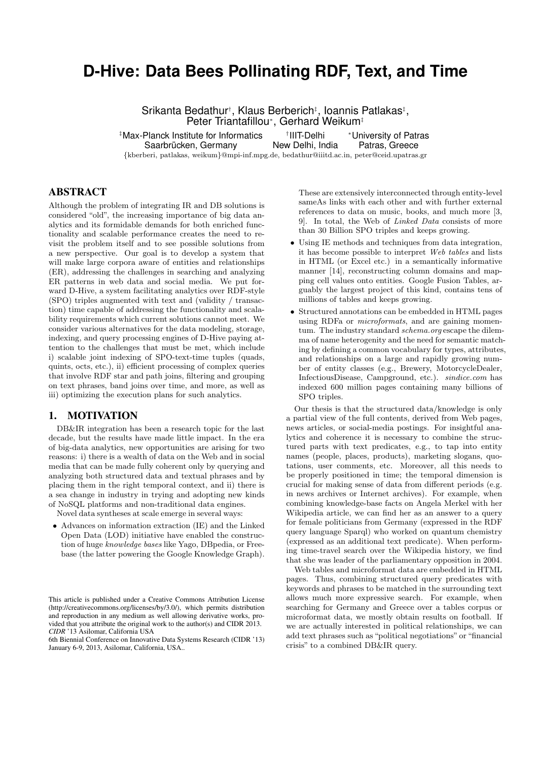# D-Hive: Data Bees Pollinating RDF, Text, and Time

Srikanta Bedathur[†], Klaus Berberich[‡], Ioannis Patlakas[‡], Peter Triantafillou[*], Gerhard Weikum[‡]

[‡]Max-Planck Institute for Informatics, Saarbrücken, Germany  
[†]IIIT-Delhi, New Delhi, India  
[*]University of Patras, Patras, Greece  
{kberberi, patlakas, weikum}@mpi-inf.mpg.de, bedathur@iiitd.ac.in, peter@ceid.upatras.gr

## ABSTRACT

Although the problem of integrating IR and DB solutions is considered "old", the increasing importance of big data analytics and its formidable demands for both enriched functionality and scalable performance creates the need to revisit the problem itself and to see possible solutions from a new perspective. Our goal is to develop a system that will make large corpora aware of entities and relationships (ER), addressing the challenges in searching and analyzing ER patterns in web data and social media. We put forward D-Hive, a system facilitating analytics over RDF-style (SPO) triples augmented with text and (validity / transaction) time capable of addressing the functionality and scalability requirements which current solutions cannot meet. We consider various alternatives for the data modeling, storage, indexing, and query processing engines of D-Hive paying attention to the challenges that must be met, which include i) scalable joint indexing of SPO-text-time tuples (quads, quints, octs, etc.), ii) efficient processing of complex queries that involve RDF star and path joins, filtering and grouping on text phrases, band joins over time, and more, as well as iii) optimizing the execution plans for such analytics.

## 1. MOTIVATION

DB&IR integration has been a research topic for the last decade, but the results have made little impact. In the era of big-data analytics, new opportunities are arising for two reasons: i) there is a wealth of data on the Web and in social media that can be made fully coherent only by querying and analyzing both structured data and textual phrases and by placing them in the right temporal context, and ii) there is a sea change in industry in trying and adopting new kinds of NoSQL platforms and non-traditional data engines.

Novel data syntheses at scale emerge in several ways:

- Advances on information extraction (IE) and the Linked Open Data (LOD) initiative have enabled the construction of huge *knowledge bases* like Yago, DBpedia, or Freebase (the latter powering the Google Knowledge Graph). These are extensively interconnected through entity-level sameAs links with each other and with further external references to data on music, books, and much more [3, 9]. In total, the Web of *Linked Data* consists of more than 30 Billion SPO triples and keeps growing.
- Using IE methods and techniques from data integration, it has become possible to interpret *Web tables* and lists in HTML (or Excel etc.) in a semantically informative manner [14], reconstructing column domains and mapping cell values onto entities. Google Fusion Tables, arguably the largest project of this kind, contains tens of millions of tables and keeps growing.
- Structured annotations can be embedded in HTML pages using RDFa or *microformats*, and are gaining momentum. The industry standard *schema.org* escape the dilemma of name heterogenity and the need for semantic matching by defining a common vocabulary for types, attributes, and relationships on a large and rapidly growing number of entity classes (e.g., Brewery, MotorcycleDealer, InfectiousDisease, Campground, etc.). *sindice.com* has indexed 600 million pages containing many billions of SPO triples.

Our thesis is that the structured data/knowledge is only a partial view of the full contents, derived from Web pages, news articles, or social-media postings. For insightful analytics and coherence it is necessary to combine the structured parts with text predicates, e.g., to tap into entity names (people, places, products), marketing slogans, quotations, user comments, etc. Moreover, all this needs to be properly positioned in time; the temporal dimension is crucial for making sense of data from different periods (e.g. in news archives or Internet archives). For example, when combining knowledge-base facts on Angela Merkel with her Wikipedia article, we can find her as an answer to a query for female politicians from Germany (expressed in the RDF query language Sparql) who worked on quantum chemistry (expressed as an additional text predicate). When performing time-travel search over the Wikipedia history, we find that she was leader of the parliamentary opposition in 2004.

Web tables and microformat data are embedded in HTML pages. Thus, combining structured query predicates with keywords and phrases to be matched in the surrounding text allows much more expressive search. For example, when searching for Germany and Greece over a tables corpus or microformat data, we mostly obtain results on football. If we are actually interested in political relationships, we can add text phrases such as "political negotiations" or "financial crisis" to a combined DB&IR query.

This article is published under a Creative Commons Attribution License (http://creativecommons.org/licenses/by/3.0/), which permits distribution and reproduction in any medium as well allowing derivative works, provided that you attribute the original work to the author(s) and CIDR 2013. *CIDR* '13 Asilomar, California USA  
6th Biennial Conference on Innovative Data Systems Research (CIDR '13) January 6-9, 2013, Asilomar, California, USA..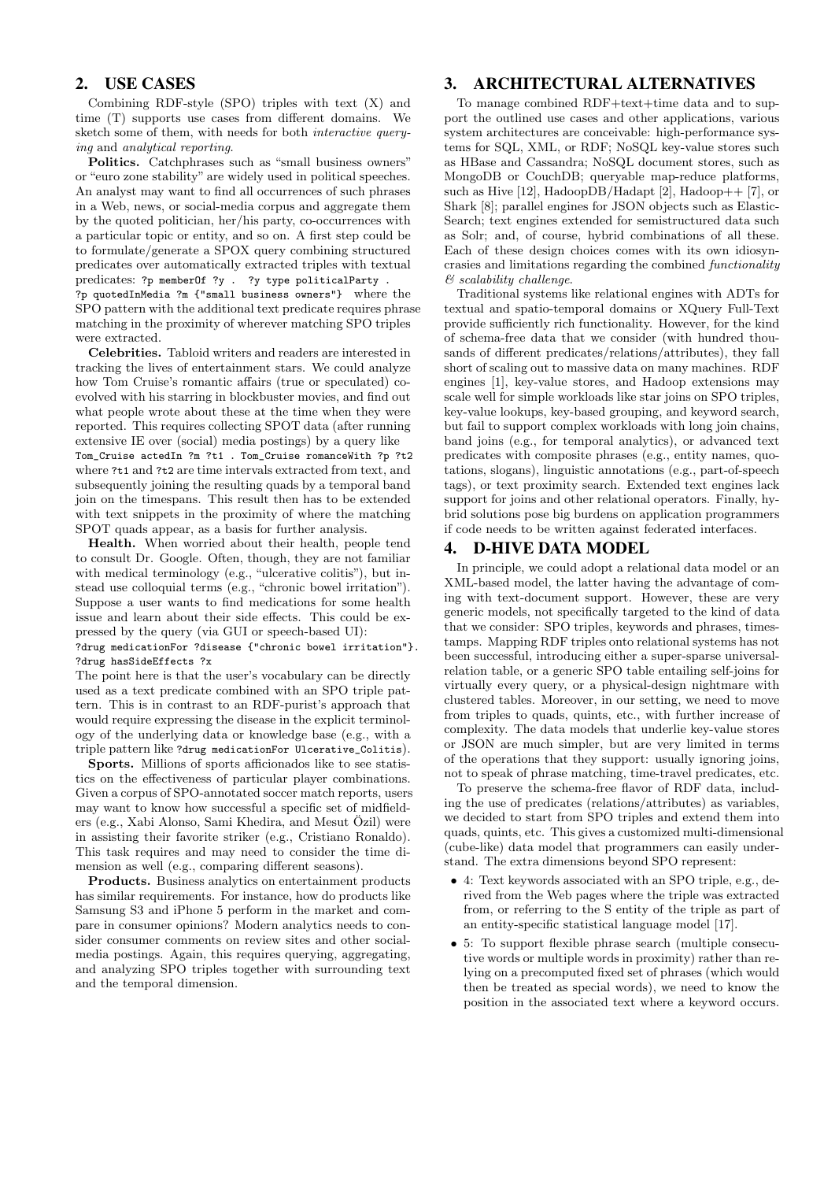## 2. USE CASES

Combining RDF-style (SPO) triples with text (X) and time (T) supports use cases from different domains. We sketch some of them, with needs for both *interactive querying* and *analytical reporting*.

**Politics.** Catchphrases such as "small business owners" or "euro zone stability" are widely used in political speeches. An analyst may want to find all occurrences of such phrases in a Web, news, or social-media corpus and aggregate them by the quoted politician, her/his party, co-occurrences with a particular topic or entity, and so on. A first step could be to formulate/generate a SPOX query combining structured predicates over automatically extracted triples with textual predicates: `?p memberOf ?y . ?y type politicalParty . ?p quotedInMedia ?m {"small business owners"}` where the SPO pattern with the additional text predicate requires phrase matching in the proximity of wherever matching SPO triples were extracted.

**Celebrities.** Tabloid writers and readers are interested in tracking the lives of entertainment stars. We could analyze how Tom Cruise's romantic affairs (true or speculated) co-evolved with his starring in blockbuster movies, and find out what people wrote about these at the time when they were reported. This requires collecting SPOT data (after running extensive IE over (social) media postings) by a query like `Tom_Cruise actedIn ?m ?t1 . Tom_Cruise romanceWith ?p ?t2` where `?t1` and `?t2` are time intervals extracted from text, and subsequently joining the resulting quads by a temporal band join on the timespans. This result then has to be extended with text snippets in the proximity of where the matching SPOT quads appear, as a basis for further analysis.

**Health.** When worried about their health, people tend to consult Dr. Google. Often, though, they are not familiar with medical terminology (e.g., "ulcerative colitis"), but instead use colloquial terms (e.g., "chronic bowel irritation"). Suppose a user wants to find medications for some health issue and learn about their side effects. This could be expressed by the query (via GUI or speech-based UI):

```
?drug medicationFor ?disease {"chronic bowel irritation"}.
?drug hasSideEffects ?x
```

The point here is that the user's vocabulary can be directly used as a text predicate combined with an SPO triple pattern. This is in contrast to an RDF-purist's approach that would require expressing the disease in the explicit terminology of the underlying data or knowledge base (e.g., with a triple pattern like `?drug medicationFor Ulcerative_Colitis`).

**Sports.** Millions of sports afficionados like to see statistics on the effectiveness of particular player combinations. Given a corpus of SPO-annotated soccer match reports, users may want to know how successful a specific set of midfielders (e.g., Xabi Alonso, Sami Khedira, and Mesut Özil) were in assisting their favorite striker (e.g., Cristiano Ronaldo). This task requires and may need to consider the time dimension as well (e.g., comparing different seasons).

**Products.** Business analytics on entertainment products has similar requirements. For instance, how do products like Samsung S3 and iPhone 5 perform in the market and compare in consumer opinions? Modern analytics needs to consider consumer comments on review sites and other social-media postings. Again, this requires querying, aggregating, and analyzing SPO triples together with surrounding text and the temporal dimension.

## 3. ARCHITECTURAL ALTERNATIVES

To manage combined RDF+text+time data and to support the outlined use cases and other applications, various system architectures are conceivable: high-performance systems for SQL, XML, or RDF; NoSQL key-value stores such as HBase and Cassandra; NoSQL document stores, such as MongoDB or CouchDB; queryable map-reduce platforms, such as Hive [12], HadoopDB/Hadapt [2], Hadoop++ [7], or Shark [8]; parallel engines for JSON objects such as ElasticSearch; text engines extended for semistructured data such as Solr; and, of course, hybrid combinations of all these. Each of these design choices comes with its own idiosyncrasies and limitations regarding the combined *functionality & scalability challenge*.

Traditional systems like relational engines with ADTs for textual and spatio-temporal domains or XQuery Full-Text provide sufficiently rich functionality. However, for the kind of schema-free data that we consider (with hundred thousands of different predicates/relations/attributes), they fall short of scaling out to massive data on many machines. RDF engines [1], key-value stores, and Hadoop extensions may scale well for simple workloads like star joins on SPO triples, key-value lookups, key-based grouping, and keyword search, but fail to support complex workloads with long join chains, band joins (e.g., for temporal analytics), or advanced text predicates with composite phrases (e.g., entity names, quotations, slogans), linguistic annotations (e.g., part-of-speech tags), or text proximity search. Extended text engines lack support for joins and other relational operators. Finally, hybrid solutions pose big burdens on application programmers if code needs to be written against federated interfaces.

## 4. D-HIVE DATA MODEL

In principle, we could adopt a relational data model or an XML-based model, the latter having the advantage of coming with text-document support. However, these are very generic models, not specifically targeted to the kind of data that we consider: SPO triples, keywords and phrases, timestamps. Mapping RDF triples onto relational systems has not been successful, introducing either a super-sparse universal-relation table, or a generic SPO table entailing self-joins for virtually every query, or a physical-design nightmare with clustered tables. Moreover, in our setting, we need to move from triples to quads, quints, etc., with further increase of complexity. The data models that underlie key-value stores or JSON are much simpler, but are very limited in terms of the operations that they support: usually ignoring joins, not to speak of phrase matching, time-travel predicates, etc.

To preserve the schema-free flavor of RDF data, including the use of predicates (relations/attributes) as variables, we decided to start from SPO triples and extend them into quads, quints, etc. This gives a customized multi-dimensional (cube-like) data model that programmers can easily understand. The extra dimensions beyond SPO represent:

- 4: Text keywords associated with an SPO triple, e.g., derived from the Web pages where the triple was extracted from, or referring to the S entity of the triple as part of an entity-specific statistical language model [17].
- 5: To support flexible phrase search (multiple consecutive words or multiple words in proximity) rather than relying on a precomputed fixed set of phrases (which would then be treated as special words), we need to know the position in the associated text where a keyword occurs.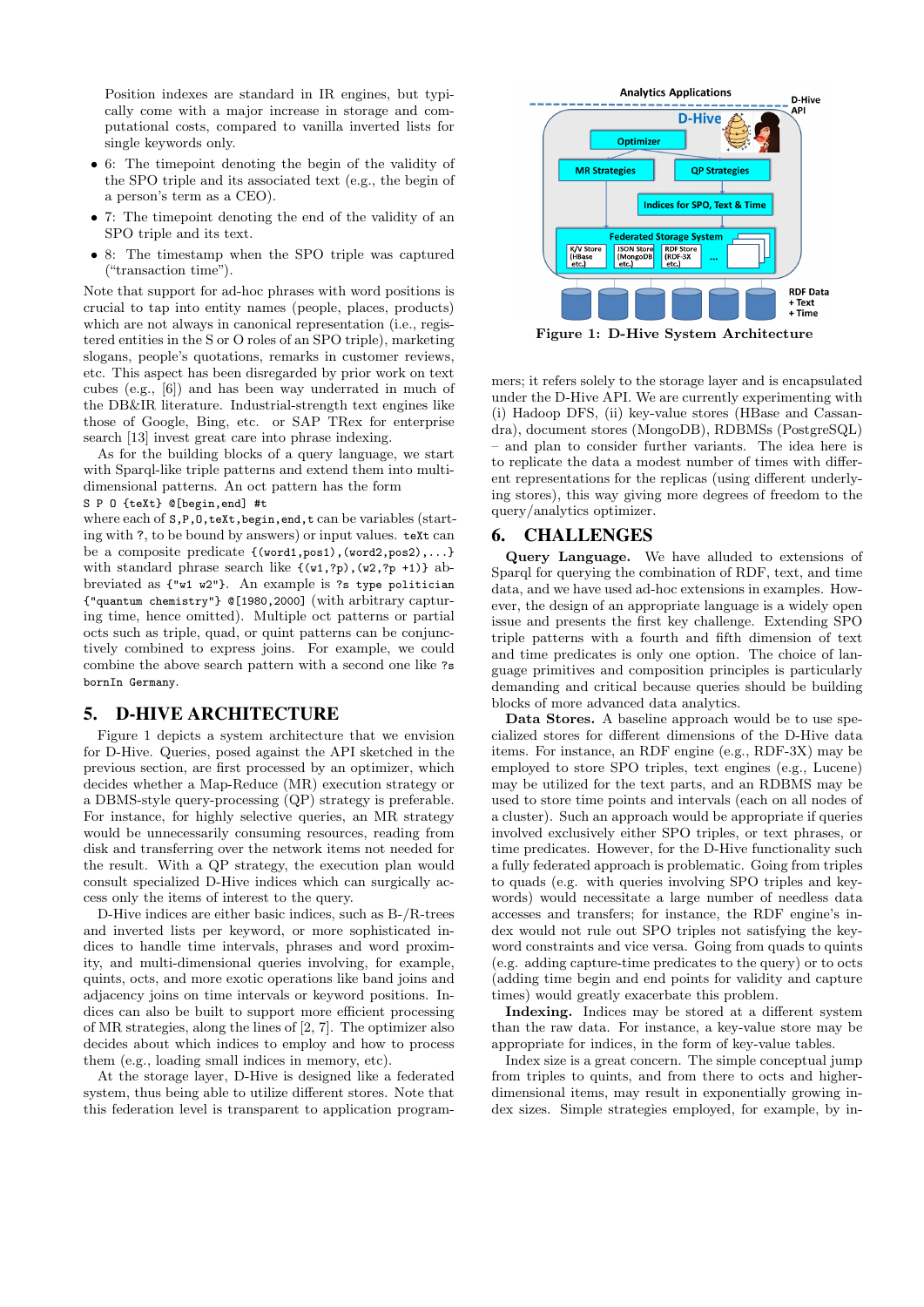Position indexes are standard in IR engines, but typically come with a major increase in storage and computational costs, compared to vanilla inverted lists for single keywords only.

- 6: The timepoint denoting the begin of the validity of the SPO triple and its associated text (e.g., the begin of a person's term as a CEO).
- 7: The timepoint denoting the end of the validity of an SPO triple and its text.
- 8: The timestamp when the SPO triple was captured ("transaction time").

Note that support for ad-hoc phrases with word positions is crucial to tap into entity names (people, places, products) which are not always in canonical representation (i.e., registered entities in the S or O roles of an SPO triple), marketing slogans, people's quotations, remarks in customer reviews, etc. This aspect has been disregarded by prior work on text cubes (e.g., [6]) and has been way underrated in much of the DB&IR literature. Industrial-strength text engines like those of Google, Bing, etc. or SAP TRex for enterprise search [13] invest great care into phrase indexing.

As for the building blocks of a query language, we start with Sparql-like triple patterns and extend them into multi-dimensional patterns. An oct pattern has the form

`S P O {teXt} @[begin,end] #t`

where each of `S,P,O,teXt,begin,end,t` can be variables (starting with `?`, to be bound by answers) or input values. `teXt` can be a composite predicate `{(word1,pos1),(word2,pos2),...}` with standard phrase search like `{(w1,?p),(w2,?p +1)}` abbreviated as `{"w1 w2"}`. An example is `?s type politician {"quantum chemistry"} @[1980,2000]` (with arbitrary capturing time, hence omitted). Multiple oct patterns or partial octs such as triple, quad, or quint patterns can be conjunctively combined to express joins. For example, we could combine the above search pattern with a second one like `?s bornIn Germany`.

## 5. D-HIVE ARCHITECTURE

Figure 1 depicts a system architecture that we envision for D-Hive. Queries, posed against the API sketched in the previous section, are first processed by an optimizer, which decides whether a Map-Reduce (MR) execution strategy or a DBMS-style query-processing (QP) strategy is preferable. For instance, for highly selective queries, an MR strategy would be unnecessarily consuming resources, reading from disk and transferring over the network items not needed for the result. With a QP strategy, the execution plan would consult specialized D-Hive indices which can surgically access only the items of interest to the query.

D-Hive indices are either basic indices, such as B-/R-trees and inverted lists per keyword, or more sophisticated indices to handle time intervals, phrases and word proximity, and multi-dimensional queries involving, for example, quints, octs, and more exotic operations like band joins and adjacency joins on time intervals or keyword positions. Indices can also be built to support more efficient processing of MR strategies, along the lines of [2, 7]. The optimizer also decides about which indices to employ and how to process them (e.g., loading small indices in memory, etc).

At the storage layer, D-Hive is designed like a federated system, thus being able to utilize different stores. Note that this federation level is transparent to application programmers; it refers solely to the storage layer and is encapsulated under the D-Hive API. We are currently experimenting with (i) Hadoop DFS, (ii) key-value stores (HBase and Cassandra), document stores (MongoDB), RDBMSs (PostgreSQL) – and plan to consider further variants. The idea here is to replicate the data a modest number of times with different representations for the replicas (using different underlying stores), this way giving more degrees of freedom to the query/analytics optimizer.

Figure 1: D-Hive System Architecture

## 6. CHALLENGES

**Query Language.** We have alluded to extensions of Sparql for querying the combination of RDF, text, and time data, and we have used ad-hoc extensions in examples. However, the design of an appropriate language is a widely open issue and presents the first key challenge. Extending SPO triple patterns with a fourth and fifth dimension of text and time predicates is only one option. The choice of language primitives and composition principles is particularly demanding and critical because queries should be building blocks of more advanced data analytics.

**Data Stores.** A baseline approach would be to use specialized stores for different dimensions of the D-Hive data items. For instance, an RDF engine (e.g., RDF-3X) may be employed to store SPO triples, text engines (e.g., Lucene) may be utilized for the text parts, and an RDBMS may be used to store time points and intervals (each on all nodes of a cluster). Such an approach would be appropriate if queries involved exclusively either SPO triples, or text phrases, or time predicates. However, for the D-Hive functionality such a fully federated approach is problematic. Going from triples to quads (e.g. with queries involving SPO triples and keywords) would necessitate a large number of needless data accesses and transfers; for instance, the RDF engine's index would not rule out SPO triples not satisfying the keyword constraints and vice versa. Going from quads to quints (e.g. adding capture-time predicates to the query) or to octs (adding time begin and end points for validity and capture times) would greatly exacerbate this problem.

**Indexing.** Indices may be stored at a different system than the raw data. For instance, a key-value store may be appropriate for indices, in the form of key-value tables.

Index size is a great concern. The simple conceptual jump from triples to quints, and from there to octs and higher-dimensional items, may result in exponentially growing index sizes. Simple strategies employed, for example, by in-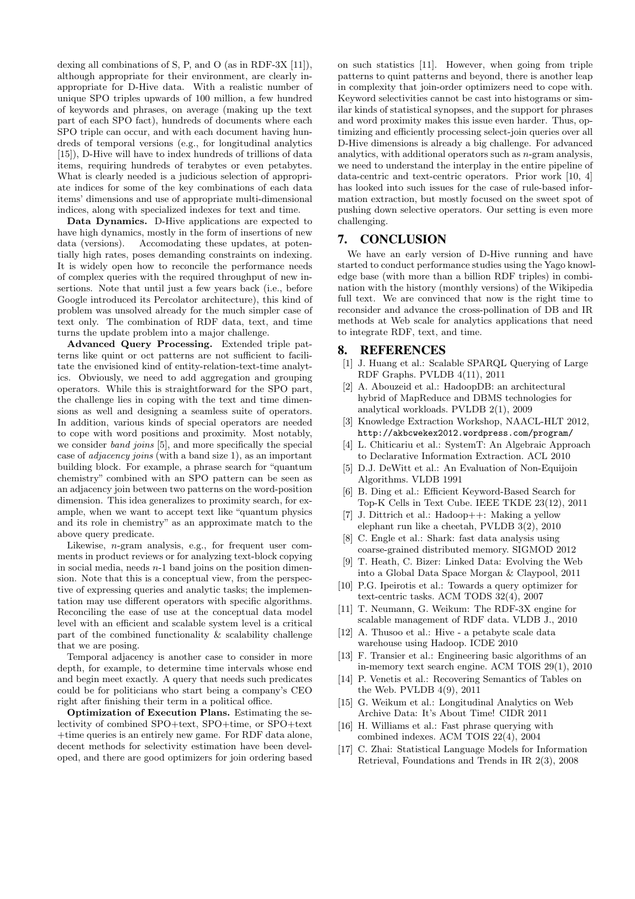dexing all combinations of S, P, and O (as in RDF-3X [11]), although appropriate for their environment, are clearly inappropriate for D-Hive data. With a realistic number of unique SPO triples upwards of 100 million, a few hundred of keywords and phrases, on average (making up the text part of each SPO fact), hundreds of documents where each SPO triple can occur, and with each document having hundreds of temporal versions (e.g., for longitudinal analytics [15]), D-Hive will have to index hundreds of trillions of data items, requiring hundreds of terabytes or even petabytes. What is clearly needed is a judicious selection of appropriate indices for some of the key combinations of each data items' dimensions and use of appropriate multi-dimensional indices, along with specialized indexes for text and time.

**Data Dynamics.** D-Hive applications are expected to have high dynamics, mostly in the form of insertions of new data (versions). Accomodating these updates, at potentially high rates, poses demanding constraints on indexing. It is widely open how to reconcile the performance needs of complex queries with the required throughput of new insertions. Note that until just a few years back (i.e., before Google introduced its Percolator architecture), this kind of problem was unsolved already for the much simpler case of text only. The combination of RDF data, text, and time turns the update problem into a major challenge.

**Advanced Query Processing.** Extended triple patterns like quint or oct patterns are not sufficient to facilitate the envisioned kind of entity-relation-text-time analytics. Obviously, we need to add aggregation and grouping operators. While this is straightforward for the SPO part, the challenge lies in coping with the text and time dimensions as well and designing a seamless suite of operators. In addition, various kinds of special operators are needed to cope with word positions and proximity. Most notably, we consider *band joins* [5], and more specifically the special case of *adjacency joins* (with a band size 1), as an important building block. For example, a phrase search for "quantum chemistry" combined with an SPO pattern can be seen as an adjacency join between two patterns on the word-position dimension. This idea generalizes to proximity search, for example, when we want to accept text like "quantum physics and its role in chemistry" as an approximate match to the above query predicate.

Likewise, $n$-gram analysis, e.g., for frequent user comments in product reviews or for analyzing text-block copying in social media, needs $n$-1 band joins on the position dimension. Note that this is a conceptual view, from the perspective of expressing queries and analytic tasks; the implementation may use different operators with specific algorithms. Reconciling the ease of use at the conceptual data model level with an efficient and scalable system level is a critical part of the combined functionality & scalability challenge that we are posing.

Temporal adjacency is another case to consider in more depth, for example, to determine time intervals whose end and begin meet exactly. A query that needs such predicates could be for politicians who start being a company's CEO right after finishing their term in a political office.

**Optimization of Execution Plans.** Estimating the selectivity of combined SPO+text, SPO+time, or SPO+text +time queries is an entirely new game. For RDF data alone, decent methods for selectivity estimation have been developed, and there are good optimizers for join ordering based on such statistics [11]. However, when going from triple patterns to quint patterns and beyond, there is another leap in complexity that join-order optimizers need to cope with. Keyword selectivities cannot be cast into histograms or similar kinds of statistical synopses, and the support for phrases and word proximity makes this issue even harder. Thus, optimizing and efficiently processing select-join queries over all D-Hive dimensions is already a big challenge. For advanced analytics, with additional operators such as $n$-gram analysis, we need to understand the interplay in the entire pipeline of data-centric and text-centric operators. Prior work [10, 4] has looked into such issues for the case of rule-based information extraction, but mostly focused on the sweet spot of pushing down selective operators. Our setting is even more challenging.

## 7. CONCLUSION

We have an early version of D-Hive running and have started to conduct performance studies using the Yago knowledge base (with more than a billion RDF triples) in combination with the history (monthly versions) of the Wikipedia full text. We are convinced that now is the right time to reconsider and advance the cross-pollination of DB and IR methods at Web scale for analytics applications that need to integrate RDF, text, and time.

## 8. REFERENCES

[1] J. Huang et al.: Scalable SPARQL Querying of Large RDF Graphs. PVLDB 4(11), 2011

[2] A. Abouzeid et al.: HadoopDB: an architectural hybrid of MapReduce and DBMS technologies for analytical workloads. PVLDB 2(1), 2009

[3] Knowledge Extraction Workshop, NAACL-HLT 2012, http://akbcwekex2012.wordpress.com/program/

[4] L. Chiticariu et al.: SystemT: An Algebraic Approach to Declarative Information Extraction. ACL 2010

[5] D.J. DeWitt et al.: An Evaluation of Non-Equijoin Algorithms. VLDB 1991

[6] B. Ding et al.: Efficient Keyword-Based Search for Top-K Cells in Text Cube. IEEE TKDE 23(12), 2011

[7] J. Dittrich et al.: Hadoop++: Making a yellow elephant run like a cheetah, PVLDB 3(2), 2010

[8] C. Engle et al.: Shark: fast data analysis using coarse-grained distributed memory. SIGMOD 2012

[9] T. Heath, C. Bizer: Linked Data: Evolving the Web into a Global Data Space Morgan & Claypool, 2011

[10] P.G. Ipeirotis et al.: Towards a query optimizer for text-centric tasks. ACM TODS 32(4), 2007

[11] T. Neumann, G. Weikum: The RDF-3X engine for scalable management of RDF data. VLDB J., 2010

[12] A. Thusoo et al.: Hive - a petabyte scale data warehouse using Hadoop. ICDE 2010

[13] F. Transier et al.: Engineering basic algorithms of an in-memory text search engine. ACM TOIS 29(1), 2010

[14] P. Venetis et al.: Recovering Semantics of Tables on the Web. PVLDB 4(9), 2011

[15] G. Weikum et al.: Longitudinal Analytics on Web Archive Data: It's About Time! CIDR 2011

[16] H. Williams et al.: Fast phrase querying with combined indexes. ACM TOIS 22(4), 2004

[17] C. Zhai: Statistical Language Models for Information Retrieval, Foundations and Trends in IR 2(3), 2008